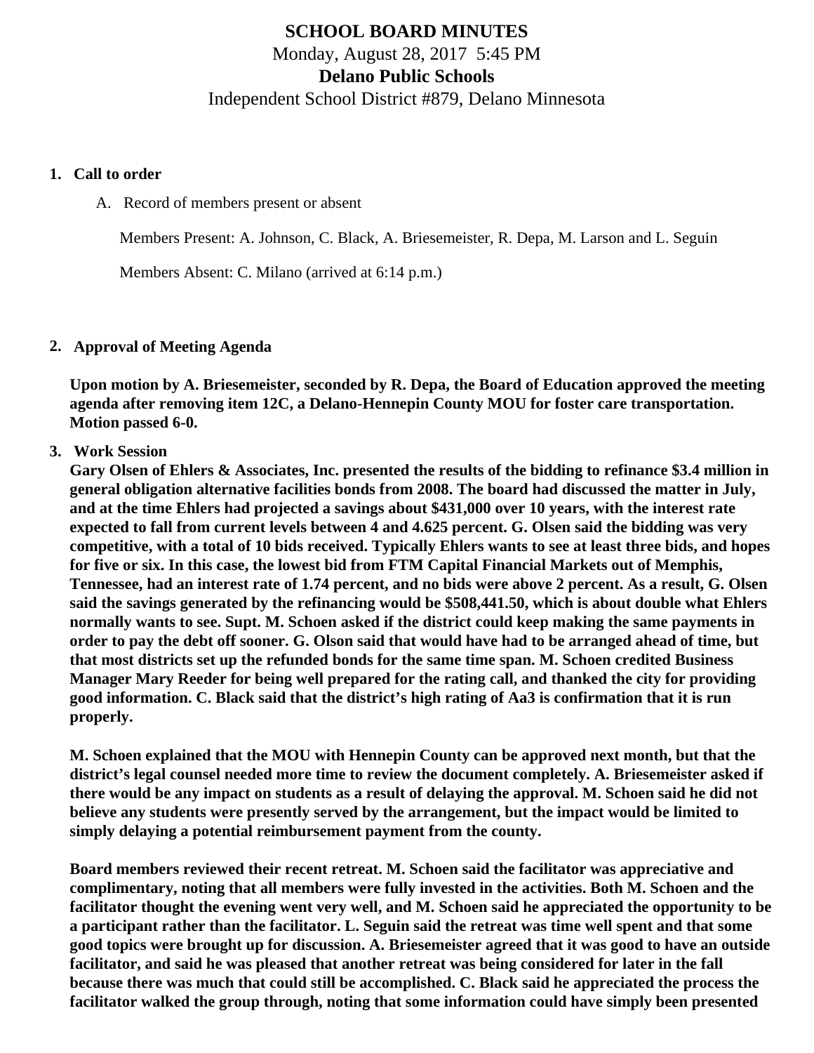# SCHOOL BOARD MINUTES

Monday, August 28, 2017 5:45 PM

**Delano Public Schools**

Independent School District #879, Delano Minnesota

1. **Call to order**

   A. Record of members present or absent

   Members Present: A. Johnson, C. Black, A. Briesemeister, R. Depa, M. Larson and L. Seguin

   Members Absent: C. Milano (arrived at 6:14 p.m.)

2. **Approval of Meeting Agenda**

   **Upon motion by A. Briesemeister, seconded by R. Depa, the Board of Education approved the meeting agenda after removing item 12C, a Delano-Hennepin County MOU for foster care transportation. Motion passed 6-0.**

3. **Work Session**

   **Gary Olsen of Ehlers & Associates, Inc. presented the results of the bidding to refinance $3.4 million in general obligation alternative facilities bonds from 2008. The board had discussed the matter in July, and at the time Ehlers had projected a savings about $431,000 over 10 years, with the interest rate expected to fall from current levels between 4 and 4.625 percent. G. Olsen said the bidding was very competitive, with a total of 10 bids received. Typically Ehlers wants to see at least three bids, and hopes for five or six. In this case, the lowest bid from FTM Capital Financial Markets out of Memphis, Tennessee, had an interest rate of 1.74 percent, and no bids were above 2 percent. As a result, G. Olsen said the savings generated by the refinancing would be $508,441.50, which is about double what Ehlers normally wants to see. Supt. M. Schoen asked if the district could keep making the same payments in order to pay the debt off sooner. G. Olson said that would have had to be arranged ahead of time, but that most districts set up the refunded bonds for the same time span. M. Schoen credited Business Manager Mary Reeder for being well prepared for the rating call, and thanked the city for providing good information. C. Black said that the district's high rating of Aa3 is confirmation that it is run properly.**

   **M. Schoen explained that the MOU with Hennepin County can be approved next month, but that the district's legal counsel needed more time to review the document completely. A. Briesemeister asked if there would be any impact on students as a result of delaying the approval. M. Schoen said he did not believe any students were presently served by the arrangement, but the impact would be limited to simply delaying a potential reimbursement payment from the county.**

   **Board members reviewed their recent retreat. M. Schoen said the facilitator was appreciative and complimentary, noting that all members were fully invested in the activities. Both M. Schoen and the facilitator thought the evening went very well, and M. Schoen said he appreciated the opportunity to be a participant rather than the facilitator. L. Seguin said the retreat was time well spent and that some good topics were brought up for discussion. A. Briesemeister agreed that it was good to have an outside facilitator, and said he was pleased that another retreat was being considered for later in the fall because there was much that could still be accomplished. C. Black said he appreciated the process the facilitator walked the group through, noting that some information could have simply been presented**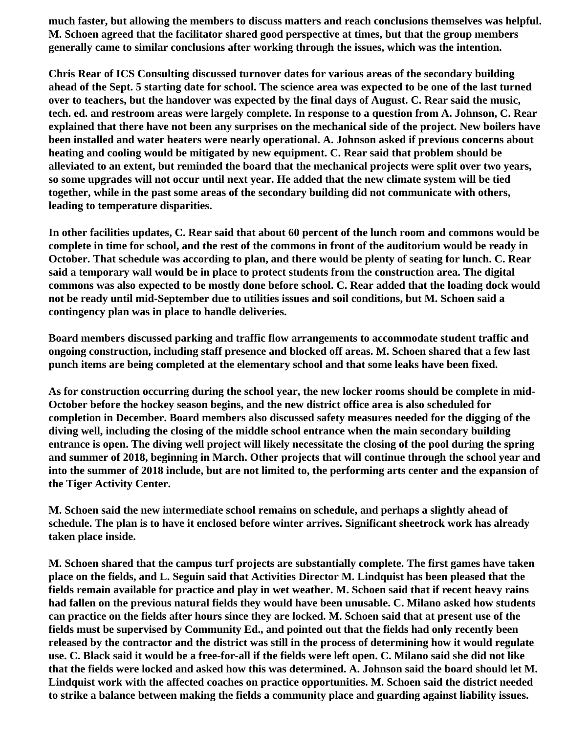much faster, but allowing the members to discuss matters and reach conclusions themselves was helpful. M. Schoen agreed that the facilitator shared good perspective at times, but that the group members generally came to similar conclusions after working through the issues, which was the intention.

Chris Rear of ICS Consulting discussed turnover dates for various areas of the secondary building ahead of the Sept. 5 starting date for school. The science area was expected to be one of the last turned over to teachers, but the handover was expected by the final days of August. C. Rear said the music, tech. ed. and restroom areas were largely complete. In response to a question from A. Johnson, C. Rear explained that there have not been any surprises on the mechanical side of the project. New boilers have been installed and water heaters were nearly operational. A. Johnson asked if previous concerns about heating and cooling would be mitigated by new equipment. C. Rear said that problem should be alleviated to an extent, but reminded the board that the mechanical projects were split over two years, so some upgrades will not occur until next year. He added that the new climate system will be tied together, while in the past some areas of the secondary building did not communicate with others, leading to temperature disparities.

In other facilities updates, C. Rear said that about 60 percent of the lunch room and commons would be complete in time for school, and the rest of the commons in front of the auditorium would be ready in October. That schedule was according to plan, and there would be plenty of seating for lunch. C. Rear said a temporary wall would be in place to protect students from the construction area. The digital commons was also expected to be mostly done before school. C. Rear added that the loading dock would not be ready until mid-September due to utilities issues and soil conditions, but M. Schoen said a contingency plan was in place to handle deliveries.

Board members discussed parking and traffic flow arrangements to accommodate student traffic and ongoing construction, including staff presence and blocked off areas. M. Schoen shared that a few last punch items are being completed at the elementary school and that some leaks have been fixed.

As for construction occurring during the school year, the new locker rooms should be complete in mid-October before the hockey season begins, and the new district office area is also scheduled for completion in December. Board members also discussed safety measures needed for the digging of the diving well, including the closing of the middle school entrance when the main secondary building entrance is open. The diving well project will likely necessitate the closing of the pool during the spring and summer of 2018, beginning in March. Other projects that will continue through the school year and into the summer of 2018 include, but are not limited to, the performing arts center and the expansion of the Tiger Activity Center.

M. Schoen said the new intermediate school remains on schedule, and perhaps a slightly ahead of schedule. The plan is to have it enclosed before winter arrives. Significant sheetrock work has already taken place inside.

M. Schoen shared that the campus turf projects are substantially complete. The first games have taken place on the fields, and L. Seguin said that Activities Director M. Lindquist has been pleased that the fields remain available for practice and play in wet weather. M. Schoen said that if recent heavy rains had fallen on the previous natural fields they would have been unusable. C. Milano asked how students can practice on the fields after hours since they are locked. M. Schoen said that at present use of the fields must be supervised by Community Ed., and pointed out that the fields had only recently been released by the contractor and the district was still in the process of determining how it would regulate use. C. Black said it would be a free-for-all if the fields were left open. C. Milano said she did not like that the fields were locked and asked how this was determined. A. Johnson said the board should let M. Lindquist work with the affected coaches on practice opportunities. M. Schoen said the district needed to strike a balance between making the fields a community place and guarding against liability issues.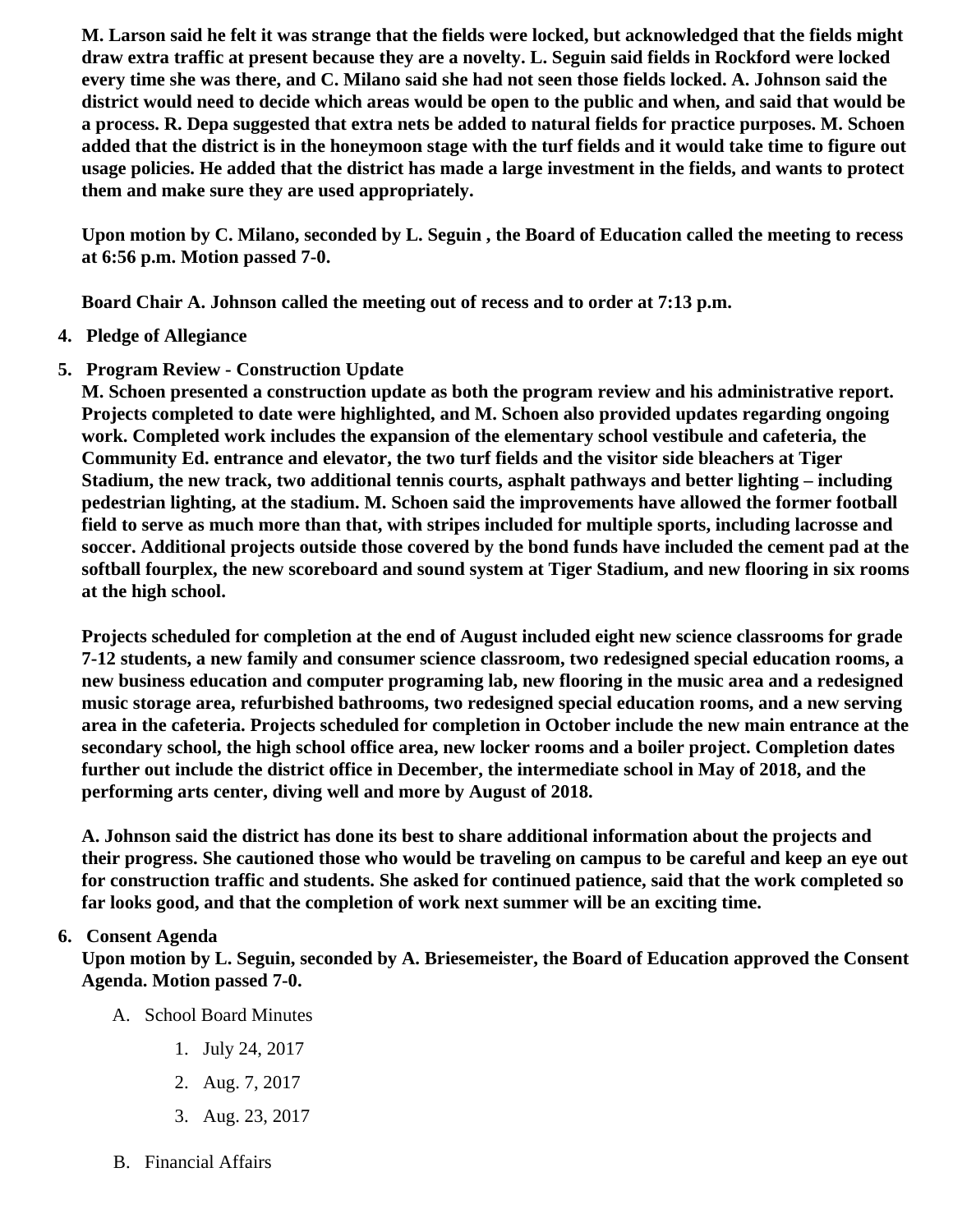**M. Larson said he felt it was strange that the fields were locked, but acknowledged that the fields might draw extra traffic at present because they are a novelty. L. Seguin said fields in Rockford were locked every time she was there, and C. Milano said she had not seen those fields locked. A. Johnson said the district would need to decide which areas would be open to the public and when, and said that would be a process. R. Depa suggested that extra nets be added to natural fields for practice purposes. M. Schoen added that the district is in the honeymoon stage with the turf fields and it would take time to figure out usage policies. He added that the district has made a large investment in the fields, and wants to protect them and make sure they are used appropriately.**

**Upon motion by C. Milano, seconded by L. Seguin , the Board of Education called the meeting to recess at 6:56 p.m. Motion passed 7-0.**

**Board Chair A. Johnson called the meeting out of recess and to order at 7:13 p.m.**

4. **Pledge of Allegiance**
5. **Program Review - Construction Update**
   **M. Schoen presented a construction update as both the program review and his administrative report. Projects completed to date were highlighted, and M. Schoen also provided updates regarding ongoing work. Completed work includes the expansion of the elementary school vestibule and cafeteria, the Community Ed. entrance and elevator, the two turf fields and the visitor side bleachers at Tiger Stadium, the new track, two additional tennis courts, asphalt pathways and better lighting – including pedestrian lighting, at the stadium. M. Schoen said the improvements have allowed the former football field to serve as much more than that, with stripes included for multiple sports, including lacrosse and soccer. Additional projects outside those covered by the bond funds have included the cement pad at the softball fourplex, the new scoreboard and sound system at Tiger Stadium, and new flooring in six rooms at the high school.**

   **Projects scheduled for completion at the end of August included eight new science classrooms for grade 7-12 students, a new family and consumer science classroom, two redesigned special education rooms, a new business education and computer programing lab, new flooring in the music area and a redesigned music storage area, refurbished bathrooms, two redesigned special education rooms, and a new serving area in the cafeteria. Projects scheduled for completion in October include the new main entrance at the secondary school, the high school office area, new locker rooms and a boiler project. Completion dates further out include the district office in December, the intermediate school in May of 2018, and the performing arts center, diving well and more by August of 2018.**

   **A. Johnson said the district has done its best to share additional information about the projects and their progress. She cautioned those who would be traveling on campus to be careful and keep an eye out for construction traffic and students. She asked for continued patience, said that the work completed so far looks good, and that the completion of work next summer will be an exciting time.**
6. **Consent Agenda**
   **Upon motion by L. Seguin, seconded by A. Briesemeister, the Board of Education approved the Consent Agenda. Motion passed 7-0.**
   A. School Board Minutes
      1. July 24, 2017
      2. Aug. 7, 2017
      3. Aug. 23, 2017
   B. Financial Affairs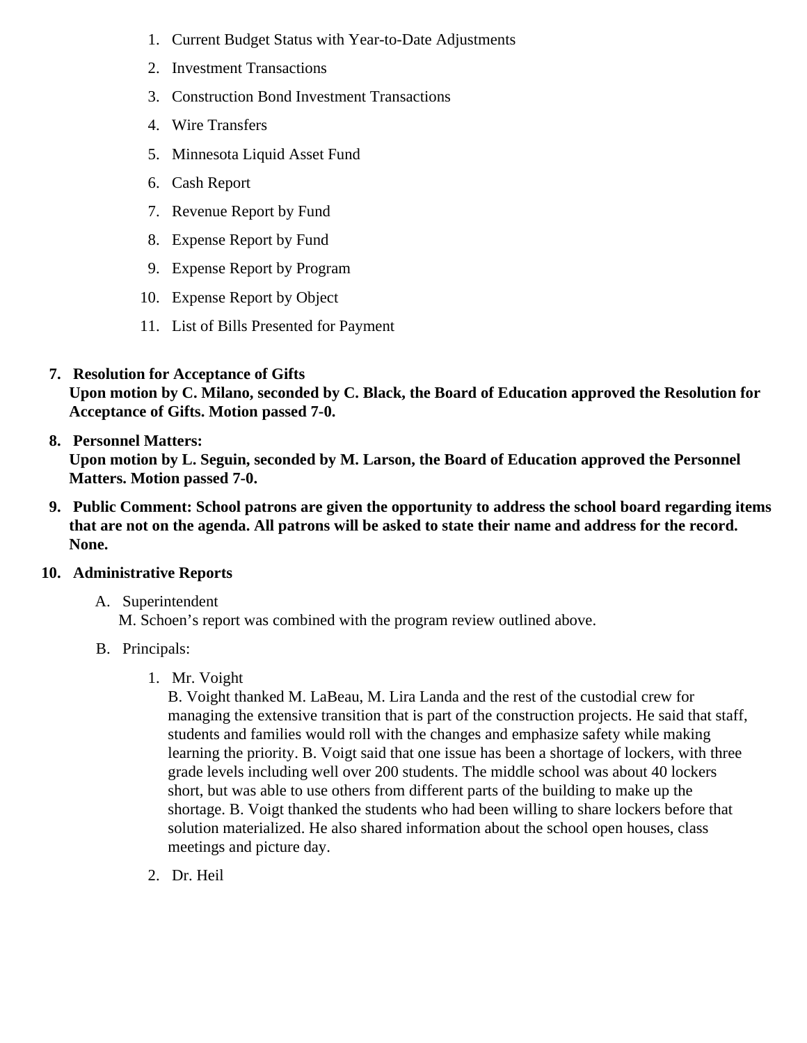1. Current Budget Status with Year-to-Date Adjustments
2. Investment Transactions
3. Construction Bond Investment Transactions
4. Wire Transfers
5. Minnesota Liquid Asset Fund
6. Cash Report
7. Revenue Report by Fund
8. Expense Report by Fund
9. Expense Report by Program
10. Expense Report by Object
11. List of Bills Presented for Payment

7. **Resolution for Acceptance of Gifts**
   **Upon motion by C. Milano, seconded by C. Black, the Board of Education approved the Resolution for Acceptance of Gifts. Motion passed 7-0.**

8. **Personnel Matters:**
   **Upon motion by L. Seguin, seconded by M. Larson, the Board of Education approved the Personnel Matters. Motion passed 7-0.**

9. **Public Comment: School patrons are given the opportunity to address the school board regarding items that are not on the agenda. All patrons will be asked to state their name and address for the record. None.**

10. **Administrative Reports**

    A. Superintendent
       M. Schoen's report was combined with the program review outlined above.

    B. Principals:

       1. Mr. Voight
          B. Voight thanked M. LaBeau, M. Lira Landa and the rest of the custodial crew for managing the extensive transition that is part of the construction projects. He said that staff, students and families would roll with the changes and emphasize safety while making learning the priority. B. Voigt said that one issue has been a shortage of lockers, with three grade levels including well over 200 students. The middle school was about 40 lockers short, but was able to use others from different parts of the building to make up the shortage. B. Voigt thanked the students who had been willing to share lockers before that solution materialized. He also shared information about the school open houses, class meetings and picture day.

       2. Dr. Heil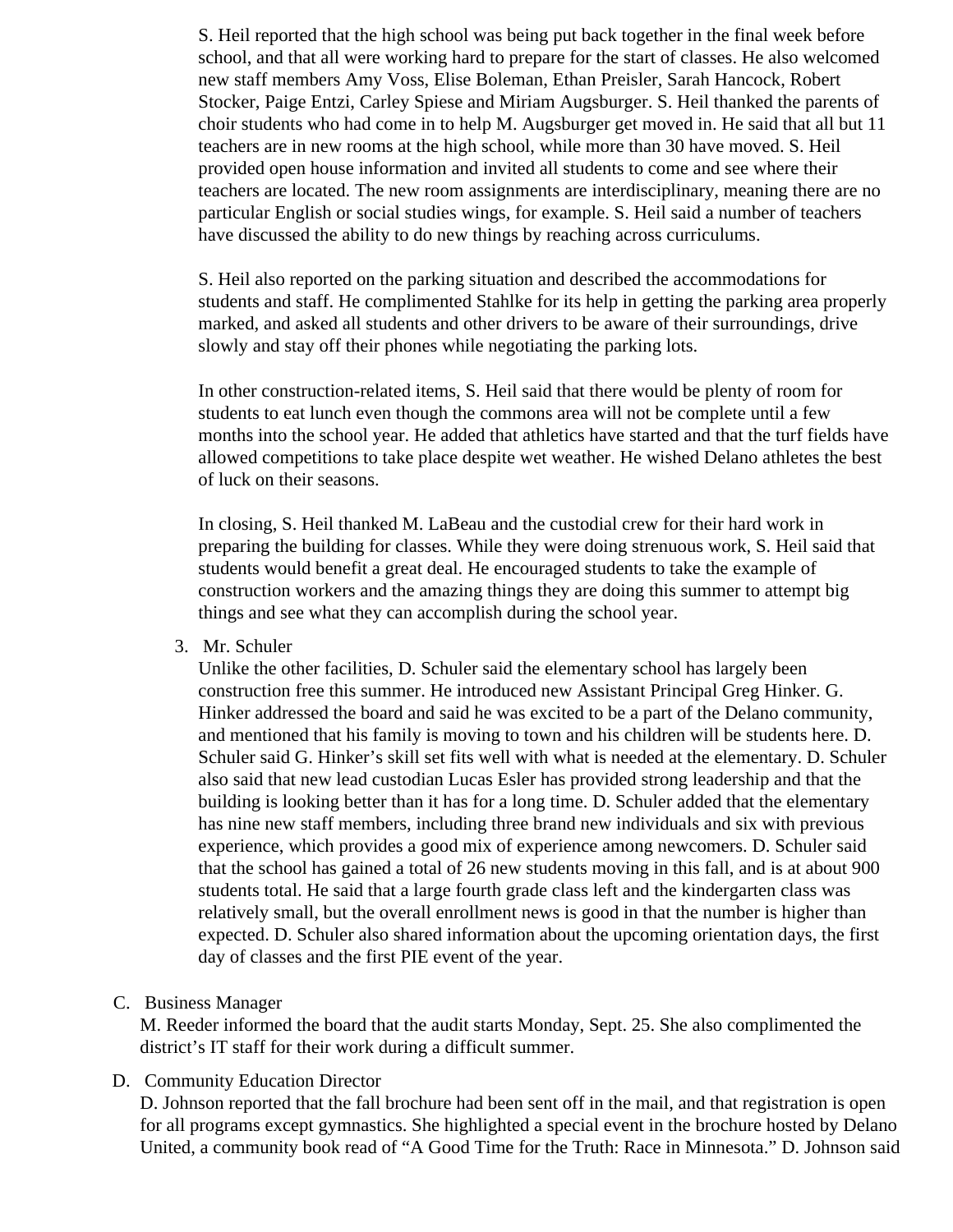S. Heil reported that the high school was being put back together in the final week before school, and that all were working hard to prepare for the start of classes. He also welcomed new staff members Amy Voss, Elise Boleman, Ethan Preisler, Sarah Hancock, Robert Stocker, Paige Entzi, Carley Spiese and Miriam Augsburger. S. Heil thanked the parents of choir students who had come in to help M. Augsburger get moved in. He said that all but 11 teachers are in new rooms at the high school, while more than 30 have moved. S. Heil provided open house information and invited all students to come and see where their teachers are located. The new room assignments are interdisciplinary, meaning there are no particular English or social studies wings, for example. S. Heil said a number of teachers have discussed the ability to do new things by reaching across curriculums.

S. Heil also reported on the parking situation and described the accommodations for students and staff. He complimented Stahlke for its help in getting the parking area properly marked, and asked all students and other drivers to be aware of their surroundings, drive slowly and stay off their phones while negotiating the parking lots.

In other construction-related items, S. Heil said that there would be plenty of room for students to eat lunch even though the commons area will not be complete until a few months into the school year. He added that athletics have started and that the turf fields have allowed competitions to take place despite wet weather. He wished Delano athletes the best of luck on their seasons.

In closing, S. Heil thanked M. LaBeau and the custodial crew for their hard work in preparing the building for classes. While they were doing strenuous work, S. Heil said that students would benefit a great deal. He encouraged students to take the example of construction workers and the amazing things they are doing this summer to attempt big things and see what they can accomplish during the school year.

3. Mr. Schuler
   Unlike the other facilities, D. Schuler said the elementary school has largely been construction free this summer. He introduced new Assistant Principal Greg Hinker. G. Hinker addressed the board and said he was excited to be a part of the Delano community, and mentioned that his family is moving to town and his children will be students here. D. Schuler said G. Hinker's skill set fits well with what is needed at the elementary. D. Schuler also said that new lead custodian Lucas Esler has provided strong leadership and that the building is looking better than it has for a long time. D. Schuler added that the elementary has nine new staff members, including three brand new individuals and six with previous experience, which provides a good mix of experience among newcomers. D. Schuler said that the school has gained a total of 26 new students moving in this fall, and is at about 900 students total. He said that a large fourth grade class left and the kindergarten class was relatively small, but the overall enrollment news is good in that the number is higher than expected. D. Schuler also shared information about the upcoming orientation days, the first day of classes and the first PIE event of the year.

C. Business Manager
   M. Reeder informed the board that the audit starts Monday, Sept. 25. She also complimented the district's IT staff for their work during a difficult summer.

D. Community Education Director
   D. Johnson reported that the fall brochure had been sent off in the mail, and that registration is open for all programs except gymnastics. She highlighted a special event in the brochure hosted by Delano United, a community book read of "A Good Time for the Truth: Race in Minnesota." D. Johnson said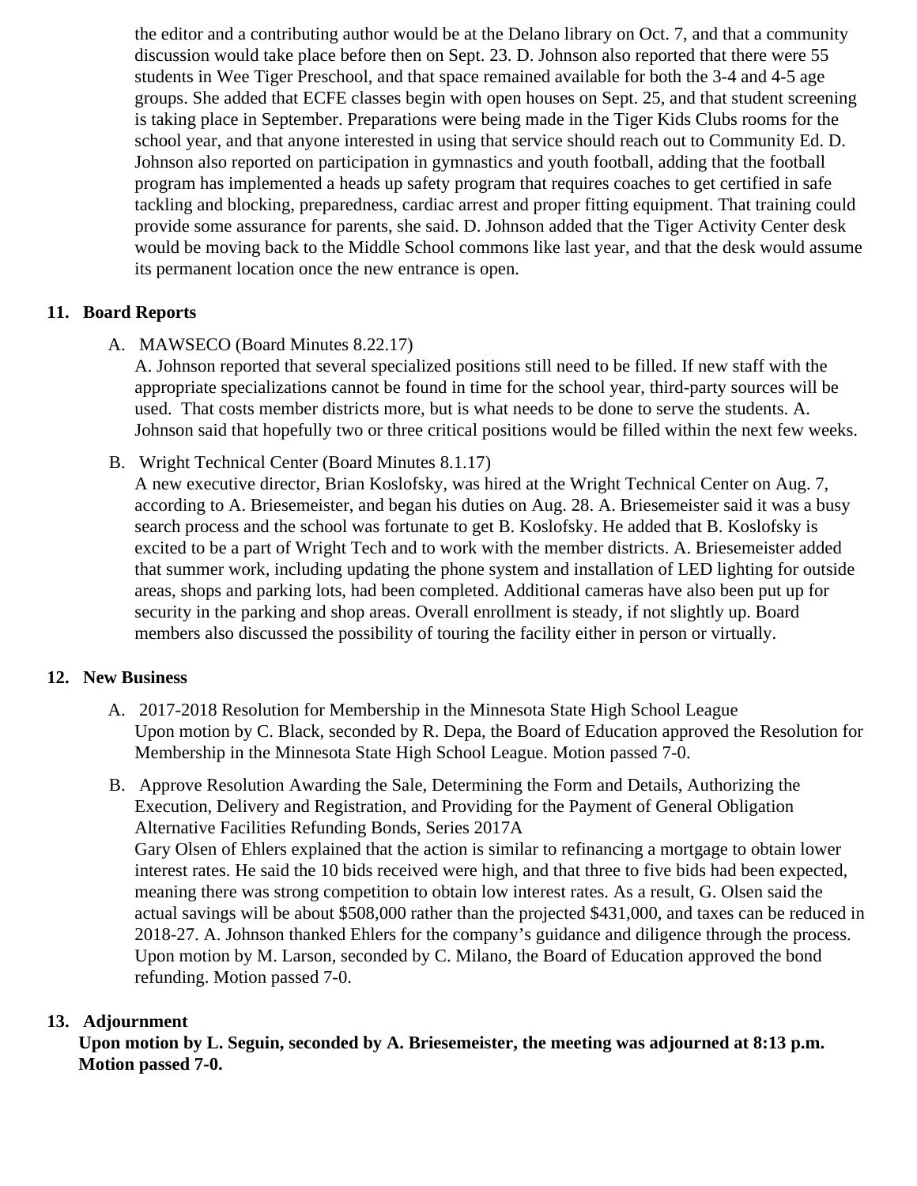the editor and a contributing author would be at the Delano library on Oct. 7, and that a community discussion would take place before then on Sept. 23. D. Johnson also reported that there were 55 students in Wee Tiger Preschool, and that space remained available for both the 3-4 and 4-5 age groups. She added that ECFE classes begin with open houses on Sept. 25, and that student screening is taking place in September. Preparations were being made in the Tiger Kids Clubs rooms for the school year, and that anyone interested in using that service should reach out to Community Ed. D. Johnson also reported on participation in gymnastics and youth football, adding that the football program has implemented a heads up safety program that requires coaches to get certified in safe tackling and blocking, preparedness, cardiac arrest and proper fitting equipment. That training could provide some assurance for parents, she said. D. Johnson added that the Tiger Activity Center desk would be moving back to the Middle School commons like last year, and that the desk would assume its permanent location once the new entrance is open.

## 11. Board Reports

A. MAWSECO (Board Minutes 8.22.17)

A. Johnson reported that several specialized positions still need to be filled. If new staff with the appropriate specializations cannot be found in time for the school year, third-party sources will be used. That costs member districts more, but is what needs to be done to serve the students. A. Johnson said that hopefully two or three critical positions would be filled within the next few weeks.

B. Wright Technical Center (Board Minutes 8.1.17)

A new executive director, Brian Koslofsky, was hired at the Wright Technical Center on Aug. 7, according to A. Briesemeister, and began his duties on Aug. 28. A. Briesemeister said it was a busy search process and the school was fortunate to get B. Koslofsky. He added that B. Koslofsky is excited to be a part of Wright Tech and to work with the member districts. A. Briesemeister added that summer work, including updating the phone system and installation of LED lighting for outside areas, shops and parking lots, had been completed. Additional cameras have also been put up for security in the parking and shop areas. Overall enrollment is steady, if not slightly up. Board members also discussed the possibility of touring the facility either in person or virtually.

## 12. New Business

A. 2017-2018 Resolution for Membership in the Minnesota State High School League

Upon motion by C. Black, seconded by R. Depa, the Board of Education approved the Resolution for Membership in the Minnesota State High School League. Motion passed 7-0.

B. Approve Resolution Awarding the Sale, Determining the Form and Details, Authorizing the Execution, Delivery and Registration, and Providing for the Payment of General Obligation Alternative Facilities Refunding Bonds, Series 2017A

Gary Olsen of Ehlers explained that the action is similar to refinancing a mortgage to obtain lower interest rates. He said the 10 bids received were high, and that three to five bids had been expected, meaning there was strong competition to obtain low interest rates. As a result, G. Olsen said the actual savings will be about $508,000 rather than the projected $431,000, and taxes can be reduced in 2018-27. A. Johnson thanked Ehlers for the company's guidance and diligence through the process. Upon motion by M. Larson, seconded by C. Milano, the Board of Education approved the bond refunding. Motion passed 7-0.

## 13. Adjournment

**Upon motion by L. Seguin, seconded by A. Briesemeister, the meeting was adjourned at 8:13 p.m. Motion passed 7-0.**